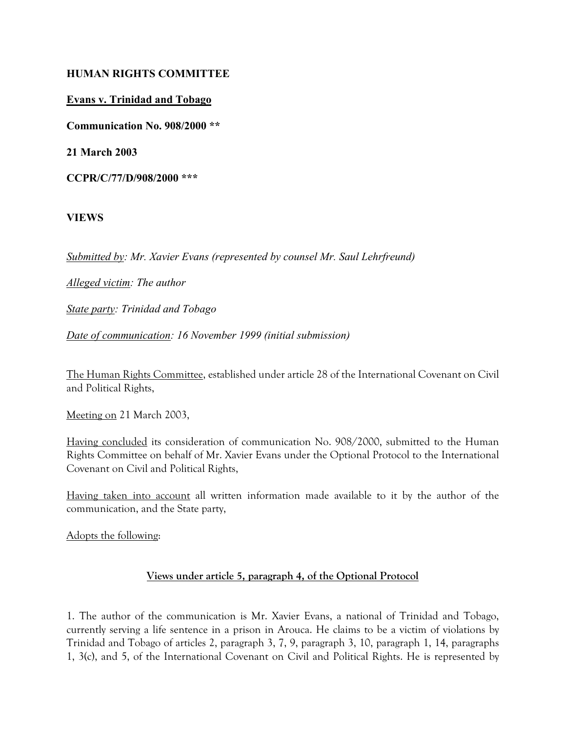**HUMAN RIGHTS COMMITTEE**

**Evans v. Trinidad and Tobago**

**Communication No. 908/2000 ****

**21 March 2003**

**CCPR/C/77/D/908/2000 *****

**VIEWS**

*Submitted by: Mr. Xavier Evans (represented by counsel Mr. Saul Lehrfreund)*

*Alleged victim: The author*

*State party: Trinidad and Tobago*

*Date of communication: 16 November 1999 (initial submission)*

The Human Rights Committee, established under article 28 of the International Covenant on Civil and Political Rights,

Meeting on 21 March 2003,

Having concluded its consideration of communication No. 908/2000, submitted to the Human Rights Committee on behalf of Mr. Xavier Evans under the Optional Protocol to the International Covenant on Civil and Political Rights,

Having taken into account all written information made available to it by the author of the communication, and the State party,

Adopts the following:

## Views under article 5, paragraph 4, of the Optional Protocol

1. The author of the communication is Mr. Xavier Evans, a national of Trinidad and Tobago, currently serving a life sentence in a prison in Arouca. He claims to be a victim of violations by Trinidad and Tobago of articles 2, paragraph 3, 7, 9, paragraph 3, 10, paragraph 1, 14, paragraphs 1, 3(c), and 5, of the International Covenant on Civil and Political Rights. He is represented by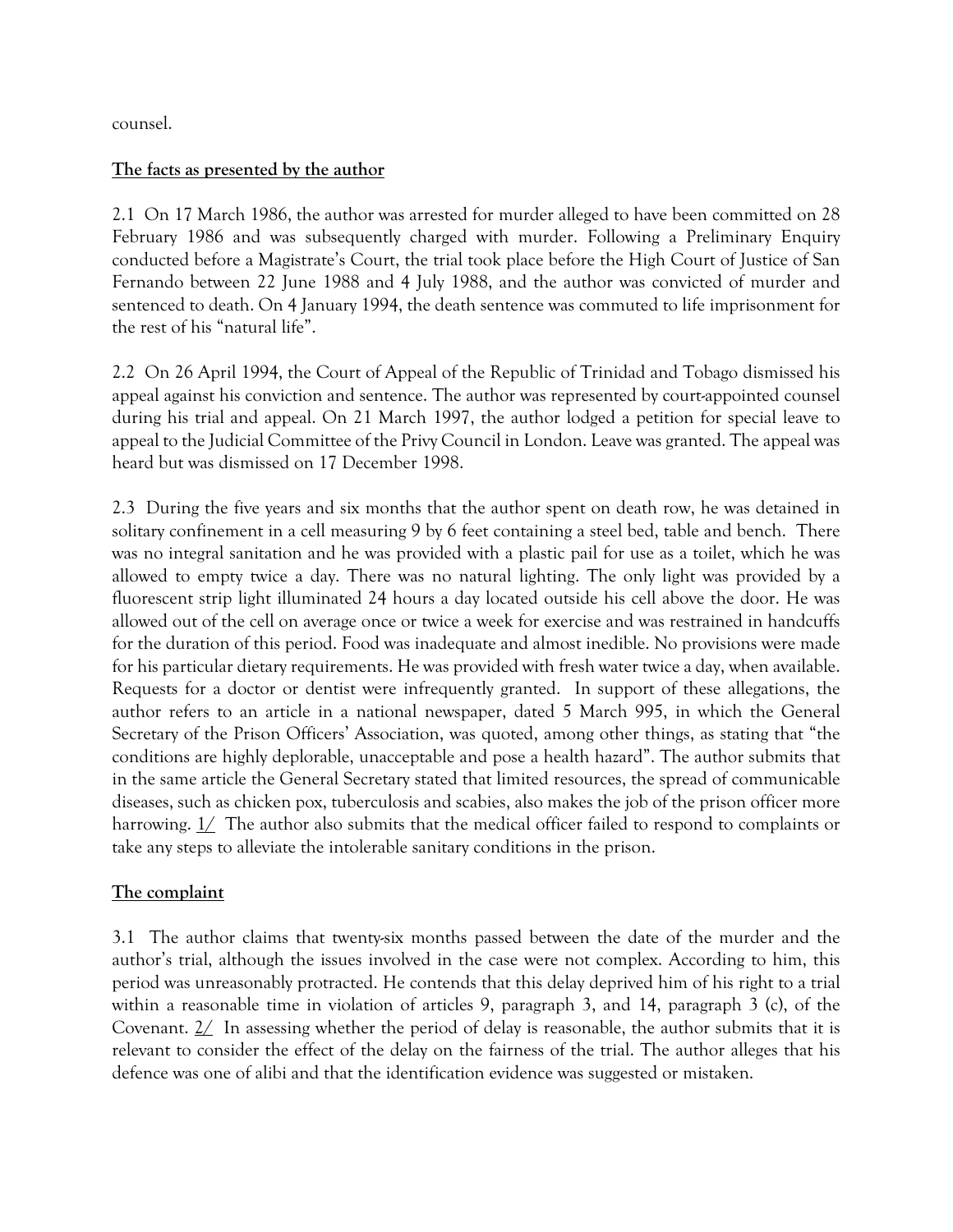counsel.

**The facts as presented by the author**

2.1 On 17 March 1986, the author was arrested for murder alleged to have been committed on 28 February 1986 and was subsequently charged with murder. Following a Preliminary Enquiry conducted before a Magistrate's Court, the trial took place before the High Court of Justice of San Fernando between 22 June 1988 and 4 July 1988, and the author was convicted of murder and sentenced to death. On 4 January 1994, the death sentence was commuted to life imprisonment for the rest of his "natural life".

2.2 On 26 April 1994, the Court of Appeal of the Republic of Trinidad and Tobago dismissed his appeal against his conviction and sentence. The author was represented by court-appointed counsel during his trial and appeal. On 21 March 1997, the author lodged a petition for special leave to appeal to the Judicial Committee of the Privy Council in London. Leave was granted. The appeal was heard but was dismissed on 17 December 1998.

2.3 During the five years and six months that the author spent on death row, he was detained in solitary confinement in a cell measuring 9 by 6 feet containing a steel bed, table and bench. There was no integral sanitation and he was provided with a plastic pail for use as a toilet, which he was allowed to empty twice a day. There was no natural lighting. The only light was provided by a fluorescent strip light illuminated 24 hours a day located outside his cell above the door. He was allowed out of the cell on average once or twice a week for exercise and was restrained in handcuffs for the duration of this period. Food was inadequate and almost inedible. No provisions were made for his particular dietary requirements. He was provided with fresh water twice a day, when available. Requests for a doctor or dentist were infrequently granted. In support of these allegations, the author refers to an article in a national newspaper, dated 5 March 995, in which the General Secretary of the Prison Officers' Association, was quoted, among other things, as stating that "the conditions are highly deplorable, unacceptable and pose a health hazard". The author submits that in the same article the General Secretary stated that limited resources, the spread of communicable diseases, such as chicken pox, tuberculosis and scabies, also makes the job of the prison officer more harrowing. 1/ The author also submits that the medical officer failed to respond to complaints or take any steps to alleviate the intolerable sanitary conditions in the prison.

**The complaint**

3.1 The author claims that twenty-six months passed between the date of the murder and the author's trial, although the issues involved in the case were not complex. According to him, this period was unreasonably protracted. He contends that this delay deprived him of his right to a trial within a reasonable time in violation of articles 9, paragraph 3, and 14, paragraph 3 (c), of the Covenant. 2/ In assessing whether the period of delay is reasonable, the author submits that it is relevant to consider the effect of the delay on the fairness of the trial. The author alleges that his defence was one of alibi and that the identification evidence was suggested or mistaken.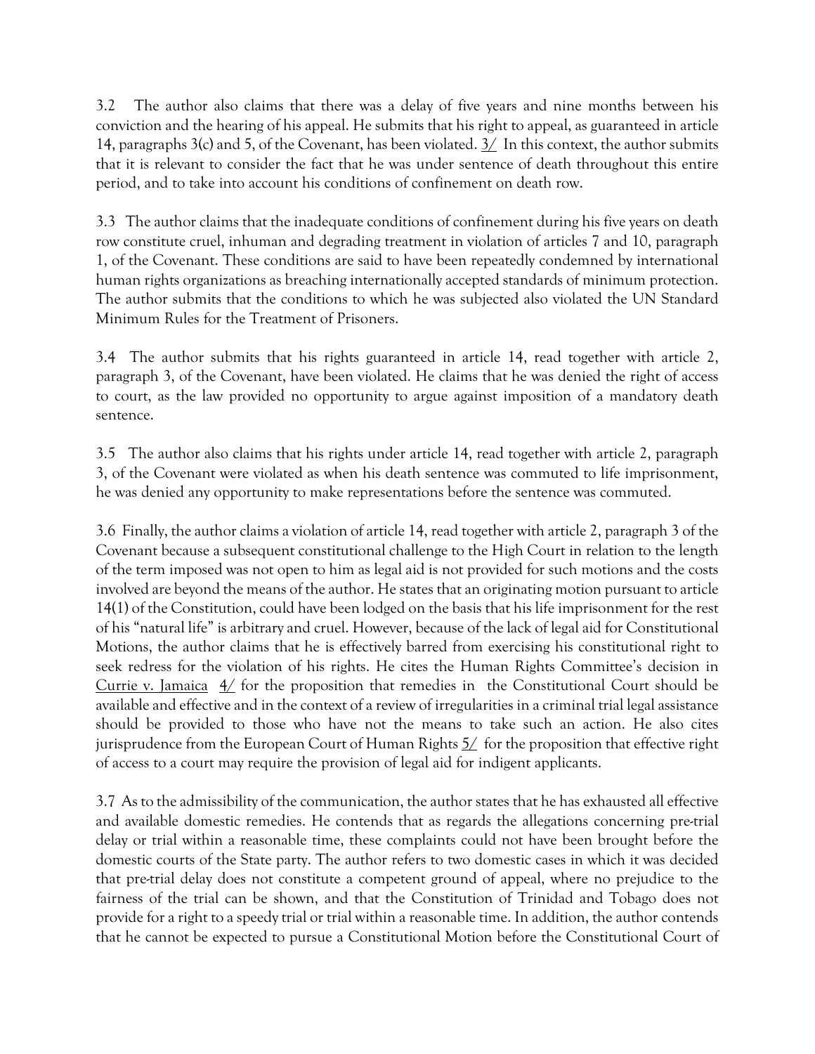3.2 The author also claims that there was a delay of five years and nine months between his conviction and the hearing of his appeal. He submits that his right to appeal, as guaranteed in article 14, paragraphs 3(c) and 5, of the Covenant, has been violated. 3/ In this context, the author submits that it is relevant to consider the fact that he was under sentence of death throughout this entire period, and to take into account his conditions of confinement on death row.

3.3 The author claims that the inadequate conditions of confinement during his five years on death row constitute cruel, inhuman and degrading treatment in violation of articles 7 and 10, paragraph 1, of the Covenant. These conditions are said to have been repeatedly condemned by international human rights organizations as breaching internationally accepted standards of minimum protection. The author submits that the conditions to which he was subjected also violated the UN Standard Minimum Rules for the Treatment of Prisoners.

3.4 The author submits that his rights guaranteed in article 14, read together with article 2, paragraph 3, of the Covenant, have been violated. He claims that he was denied the right of access to court, as the law provided no opportunity to argue against imposition of a mandatory death sentence.

3.5 The author also claims that his rights under article 14, read together with article 2, paragraph 3, of the Covenant were violated as when his death sentence was commuted to life imprisonment, he was denied any opportunity to make representations before the sentence was commuted.

3.6 Finally, the author claims a violation of article 14, read together with article 2, paragraph 3 of the Covenant because a subsequent constitutional challenge to the High Court in relation to the length of the term imposed was not open to him as legal aid is not provided for such motions and the costs involved are beyond the means of the author. He states that an originating motion pursuant to article 14(1) of the Constitution, could have been lodged on the basis that his life imprisonment for the rest of his "natural life" is arbitrary and cruel. However, because of the lack of legal aid for Constitutional Motions, the author claims that he is effectively barred from exercising his constitutional right to seek redress for the violation of his rights. He cites the Human Rights Committee's decision in Currie v. Jamaica 4/ for the proposition that remedies in the Constitutional Court should be available and effective and in the context of a review of irregularities in a criminal trial legal assistance should be provided to those who have not the means to take such an action. He also cites jurisprudence from the European Court of Human Rights 5/ for the proposition that effective right of access to a court may require the provision of legal aid for indigent applicants.

3.7 As to the admissibility of the communication, the author states that he has exhausted all effective and available domestic remedies. He contends that as regards the allegations concerning pre-trial delay or trial within a reasonable time, these complaints could not have been brought before the domestic courts of the State party. The author refers to two domestic cases in which it was decided that pre-trial delay does not constitute a competent ground of appeal, where no prejudice to the fairness of the trial can be shown, and that the Constitution of Trinidad and Tobago does not provide for a right to a speedy trial or trial within a reasonable time. In addition, the author contends that he cannot be expected to pursue a Constitutional Motion before the Constitutional Court of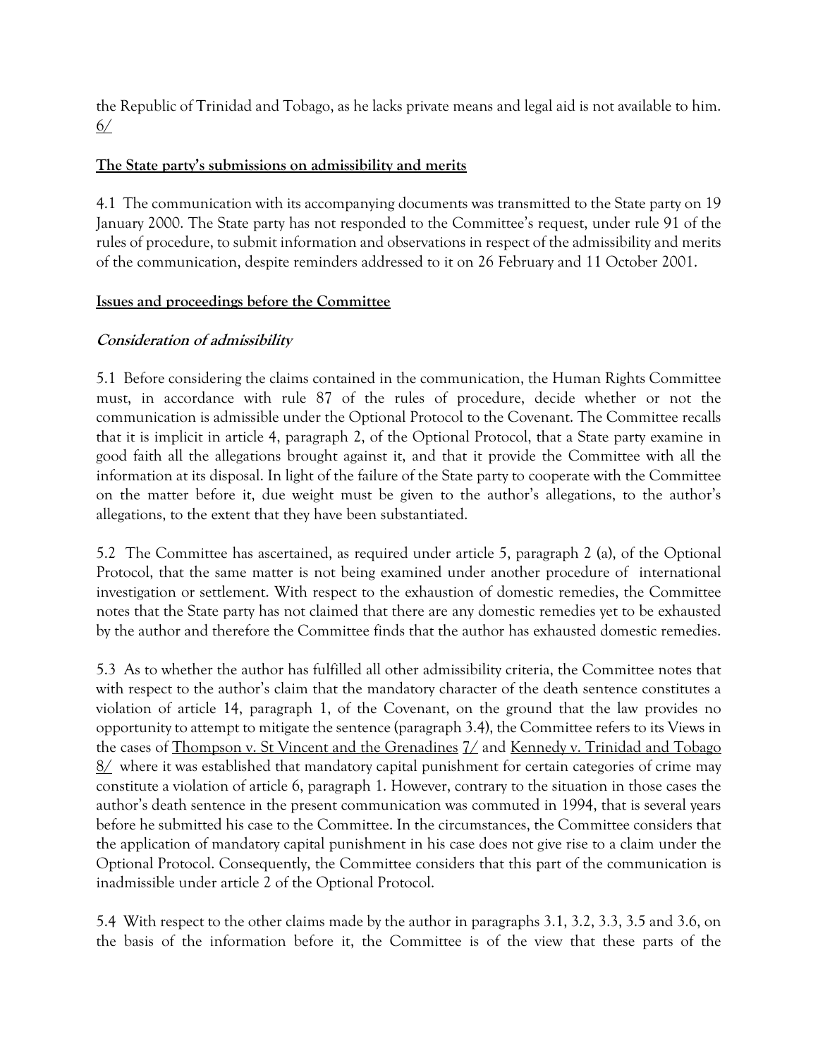the Republic of Trinidad and Tobago, as he lacks private means and legal aid is not available to him. 6/

**The State party's submissions on admissibility and merits**

4.1 The communication with its accompanying documents was transmitted to the State party on 19 January 2000. The State party has not responded to the Committee's request, under rule 91 of the rules of procedure, to submit information and observations in respect of the admissibility and merits of the communication, despite reminders addressed to it on 26 February and 11 October 2001.

**Issues and proceedings before the Committee**

***Consideration of admissibility***

5.1 Before considering the claims contained in the communication, the Human Rights Committee must, in accordance with rule 87 of the rules of procedure, decide whether or not the communication is admissible under the Optional Protocol to the Covenant. The Committee recalls that it is implicit in article 4, paragraph 2, of the Optional Protocol, that a State party examine in good faith all the allegations brought against it, and that it provide the Committee with all the information at its disposal. In light of the failure of the State party to cooperate with the Committee on the matter before it, due weight must be given to the author's allegations, to the author's allegations, to the extent that they have been substantiated.

5.2 The Committee has ascertained, as required under article 5, paragraph 2 (a), of the Optional Protocol, that the same matter is not being examined under another procedure of international investigation or settlement. With respect to the exhaustion of domestic remedies, the Committee notes that the State party has not claimed that there are any domestic remedies yet to be exhausted by the author and therefore the Committee finds that the author has exhausted domestic remedies.

5.3 As to whether the author has fulfilled all other admissibility criteria, the Committee notes that with respect to the author's claim that the mandatory character of the death sentence constitutes a violation of article 14, paragraph 1, of the Covenant, on the ground that the law provides no opportunity to attempt to mitigate the sentence (paragraph 3.4), the Committee refers to its Views in the cases of Thompson v. St Vincent and the Grenadines 7/ and Kennedy v. Trinidad and Tobago 8/ where it was established that mandatory capital punishment for certain categories of crime may constitute a violation of article 6, paragraph 1. However, contrary to the situation in those cases the author's death sentence in the present communication was commuted in 1994, that is several years before he submitted his case to the Committee. In the circumstances, the Committee considers that the application of mandatory capital punishment in his case does not give rise to a claim under the Optional Protocol. Consequently, the Committee considers that this part of the communication is inadmissible under article 2 of the Optional Protocol.

5.4 With respect to the other claims made by the author in paragraphs 3.1, 3.2, 3.3, 3.5 and 3.6, on the basis of the information before it, the Committee is of the view that these parts of the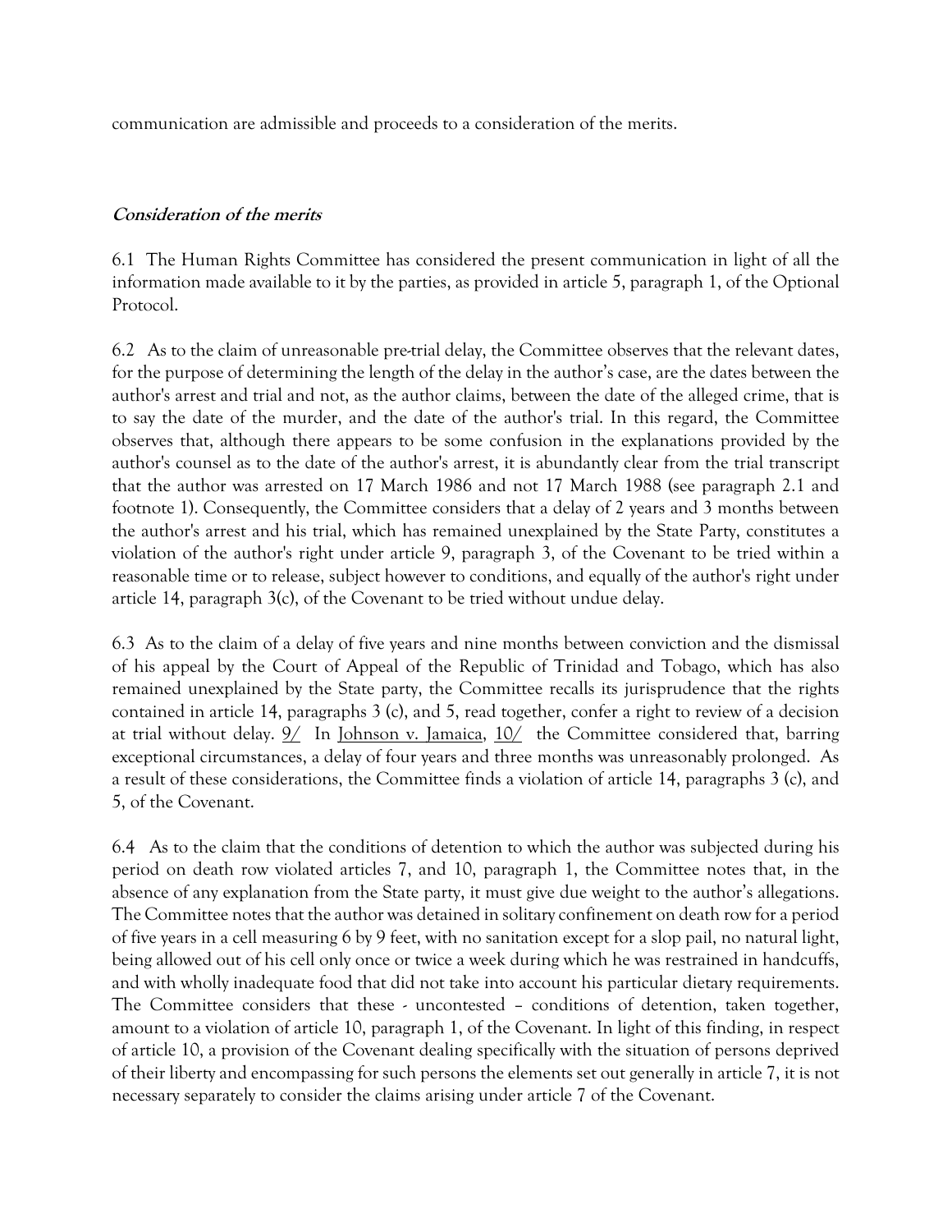communication are admissible and proceeds to a consideration of the merits.

### *Consideration of the merits*

6.1 The Human Rights Committee has considered the present communication in light of all the information made available to it by the parties, as provided in article 5, paragraph 1, of the Optional Protocol.

6.2 As to the claim of unreasonable pre-trial delay, the Committee observes that the relevant dates, for the purpose of determining the length of the delay in the author's case, are the dates between the author's arrest and trial and not, as the author claims, between the date of the alleged crime, that is to say the date of the murder, and the date of the author's trial. In this regard, the Committee observes that, although there appears to be some confusion in the explanations provided by the author's counsel as to the date of the author's arrest, it is abundantly clear from the trial transcript that the author was arrested on 17 March 1986 and not 17 March 1988 (see paragraph 2.1 and footnote 1). Consequently, the Committee considers that a delay of 2 years and 3 months between the author's arrest and his trial, which has remained unexplained by the State Party, constitutes a violation of the author's right under article 9, paragraph 3, of the Covenant to be tried within a reasonable time or to release, subject however to conditions, and equally of the author's right under article 14, paragraph 3(c), of the Covenant to be tried without undue delay.

6.3 As to the claim of a delay of five years and nine months between conviction and the dismissal of his appeal by the Court of Appeal of the Republic of Trinidad and Tobago, which has also remained unexplained by the State party, the Committee recalls its jurisprudence that the rights contained in article 14, paragraphs 3 (c), and 5, read together, confer a right to review of a decision at trial without delay. 9/ In Johnson v. Jamaica, 10/ the Committee considered that, barring exceptional circumstances, a delay of four years and three months was unreasonably prolonged. As a result of these considerations, the Committee finds a violation of article 14, paragraphs 3 (c), and 5, of the Covenant.

6.4 As to the claim that the conditions of detention to which the author was subjected during his period on death row violated articles 7, and 10, paragraph 1, the Committee notes that, in the absence of any explanation from the State party, it must give due weight to the author's allegations. The Committee notes that the author was detained in solitary confinement on death row for a period of five years in a cell measuring 6 by 9 feet, with no sanitation except for a slop pail, no natural light, being allowed out of his cell only once or twice a week during which he was restrained in handcuffs, and with wholly inadequate food that did not take into account his particular dietary requirements. The Committee considers that these - uncontested – conditions of detention, taken together, amount to a violation of article 10, paragraph 1, of the Covenant. In light of this finding, in respect of article 10, a provision of the Covenant dealing specifically with the situation of persons deprived of their liberty and encompassing for such persons the elements set out generally in article 7, it is not necessary separately to consider the claims arising under article 7 of the Covenant.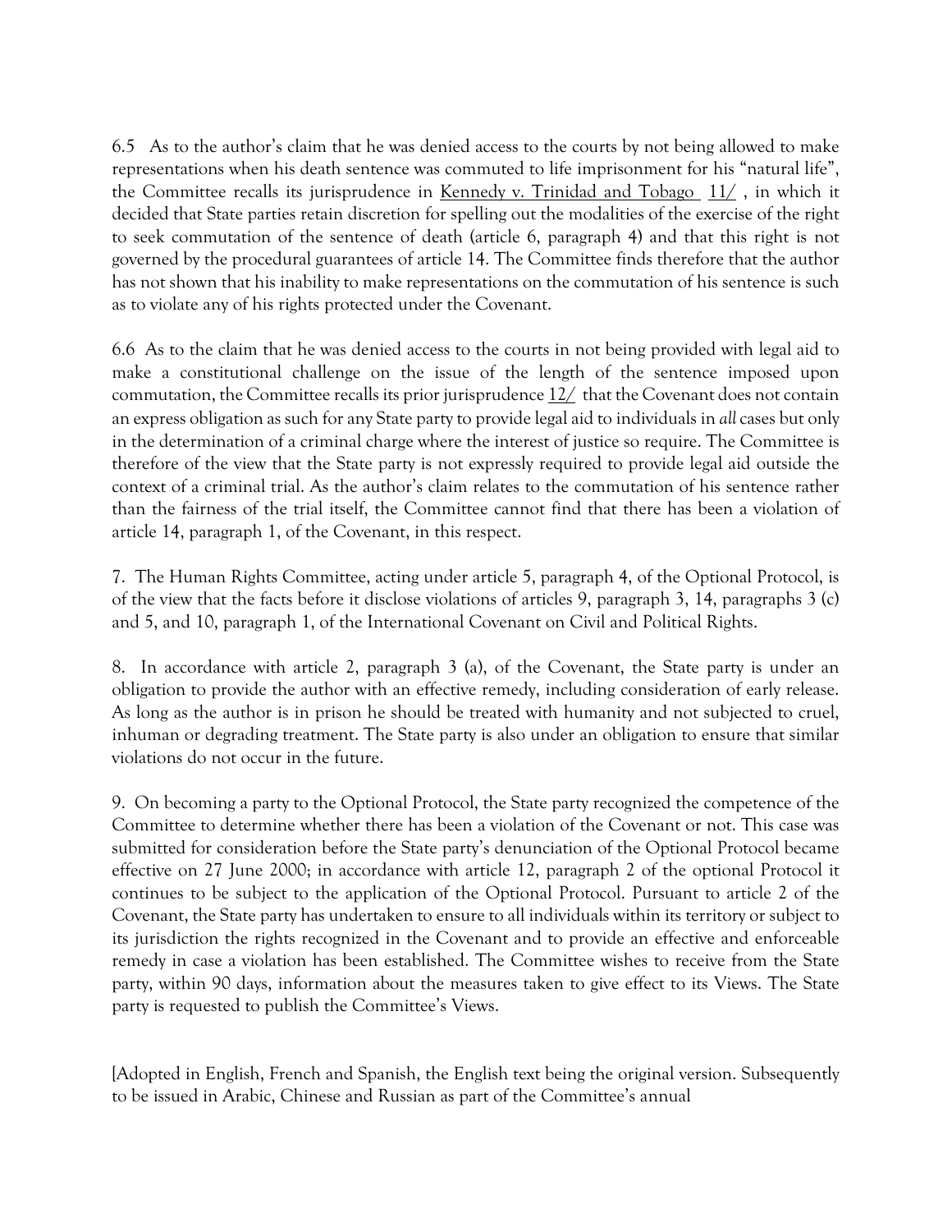6.5 As to the author's claim that he was denied access to the courts by not being allowed to make representations when his death sentence was commuted to life imprisonment for his "natural life", the Committee recalls its jurisprudence in Kennedy v. Trinidad and Tobago 11/ , in which it decided that State parties retain discretion for spelling out the modalities of the exercise of the right to seek commutation of the sentence of death (article 6, paragraph 4) and that this right is not governed by the procedural guarantees of article 14. The Committee finds therefore that the author has not shown that his inability to make representations on the commutation of his sentence is such as to violate any of his rights protected under the Covenant.

6.6 As to the claim that he was denied access to the courts in not being provided with legal aid to make a constitutional challenge on the issue of the length of the sentence imposed upon commutation, the Committee recalls its prior jurisprudence 12/ that the Covenant does not contain an express obligation as such for any State party to provide legal aid to individuals in *all* cases but only in the determination of a criminal charge where the interest of justice so require. The Committee is therefore of the view that the State party is not expressly required to provide legal aid outside the context of a criminal trial. As the author's claim relates to the commutation of his sentence rather than the fairness of the trial itself, the Committee cannot find that there has been a violation of article 14, paragraph 1, of the Covenant, in this respect.

7. The Human Rights Committee, acting under article 5, paragraph 4, of the Optional Protocol, is of the view that the facts before it disclose violations of articles 9, paragraph 3, 14, paragraphs 3 (c) and 5, and 10, paragraph 1, of the International Covenant on Civil and Political Rights.

8. In accordance with article 2, paragraph 3 (a), of the Covenant, the State party is under an obligation to provide the author with an effective remedy, including consideration of early release. As long as the author is in prison he should be treated with humanity and not subjected to cruel, inhuman or degrading treatment. The State party is also under an obligation to ensure that similar violations do not occur in the future.

9. On becoming a party to the Optional Protocol, the State party recognized the competence of the Committee to determine whether there has been a violation of the Covenant or not. This case was submitted for consideration before the State party's denunciation of the Optional Protocol became effective on 27 June 2000; in accordance with article 12, paragraph 2 of the optional Protocol it continues to be subject to the application of the Optional Protocol. Pursuant to article 2 of the Covenant, the State party has undertaken to ensure to all individuals within its territory or subject to its jurisdiction the rights recognized in the Covenant and to provide an effective and enforceable remedy in case a violation has been established. The Committee wishes to receive from the State party, within 90 days, information about the measures taken to give effect to its Views. The State party is requested to publish the Committee's Views.

[Adopted in English, French and Spanish, the English text being the original version. Subsequently to be issued in Arabic, Chinese and Russian as part of the Committee's annual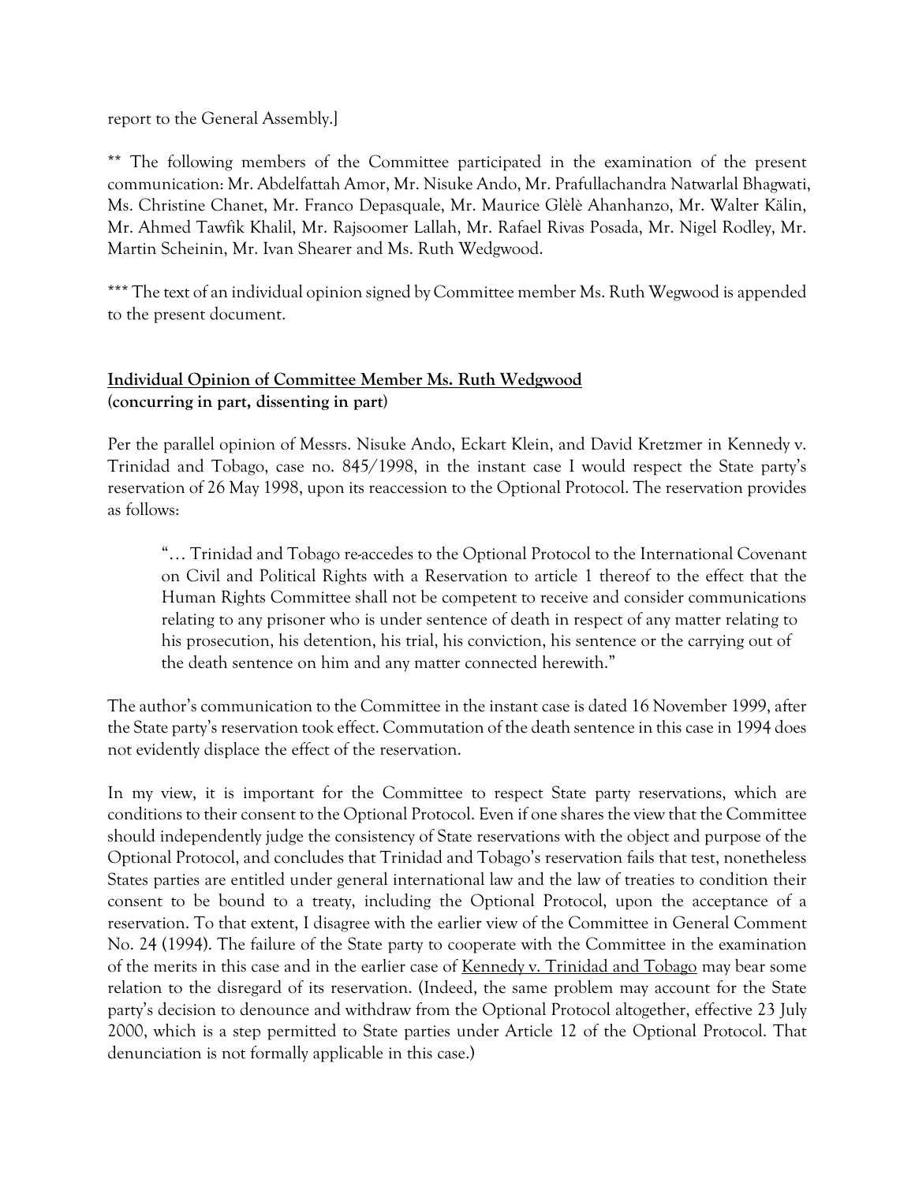report to the General Assembly.]

** The following members of the Committee participated in the examination of the present communication: Mr. Abdelfattah Amor, Mr. Nisuke Ando, Mr. Prafullachandra Natwarlal Bhagwati, Ms. Christine Chanet, Mr. Franco Depasquale, Mr. Maurice Glèlè Ahanhanzo, Mr. Walter Kälin, Mr. Ahmed Tawfik Khalil, Mr. Rajsoomer Lallah, Mr. Rafael Rivas Posada, Mr. Nigel Rodley, Mr. Martin Scheinin, Mr. Ivan Shearer and Ms. Ruth Wedgwood.

*** The text of an individual opinion signed by Committee member Ms. Ruth Wegwood is appended to the present document.

**Individual Opinion of Committee Member Ms. Ruth Wedgwood**
**(concurring in part, dissenting in part)**

Per the parallel opinion of Messrs. Nisuke Ando, Eckart Klein, and David Kretzmer in Kennedy v. Trinidad and Tobago, case no. 845/1998, in the instant case I would respect the State party's reservation of 26 May 1998, upon its reaccession to the Optional Protocol. The reservation provides as follows:

> "… Trinidad and Tobago re-accedes to the Optional Protocol to the International Covenant on Civil and Political Rights with a Reservation to article 1 thereof to the effect that the Human Rights Committee shall not be competent to receive and consider communications relating to any prisoner who is under sentence of death in respect of any matter relating to his prosecution, his detention, his trial, his conviction, his sentence or the carrying out of the death sentence on him and any matter connected herewith."

The author's communication to the Committee in the instant case is dated 16 November 1999, after the State party's reservation took effect. Commutation of the death sentence in this case in 1994 does not evidently displace the effect of the reservation.

In my view, it is important for the Committee to respect State party reservations, which are conditions to their consent to the Optional Protocol. Even if one shares the view that the Committee should independently judge the consistency of State reservations with the object and purpose of the Optional Protocol, and concludes that Trinidad and Tobago's reservation fails that test, nonetheless States parties are entitled under general international law and the law of treaties to condition their consent to be bound to a treaty, including the Optional Protocol, upon the acceptance of a reservation. To that extent, I disagree with the earlier view of the Committee in General Comment No. 24 (1994). The failure of the State party to cooperate with the Committee in the examination of the merits in this case and in the earlier case of Kennedy v. Trinidad and Tobago may bear some relation to the disregard of its reservation. (Indeed, the same problem may account for the State party's decision to denounce and withdraw from the Optional Protocol altogether, effective 23 July 2000, which is a step permitted to State parties under Article 12 of the Optional Protocol. That denunciation is not formally applicable in this case.)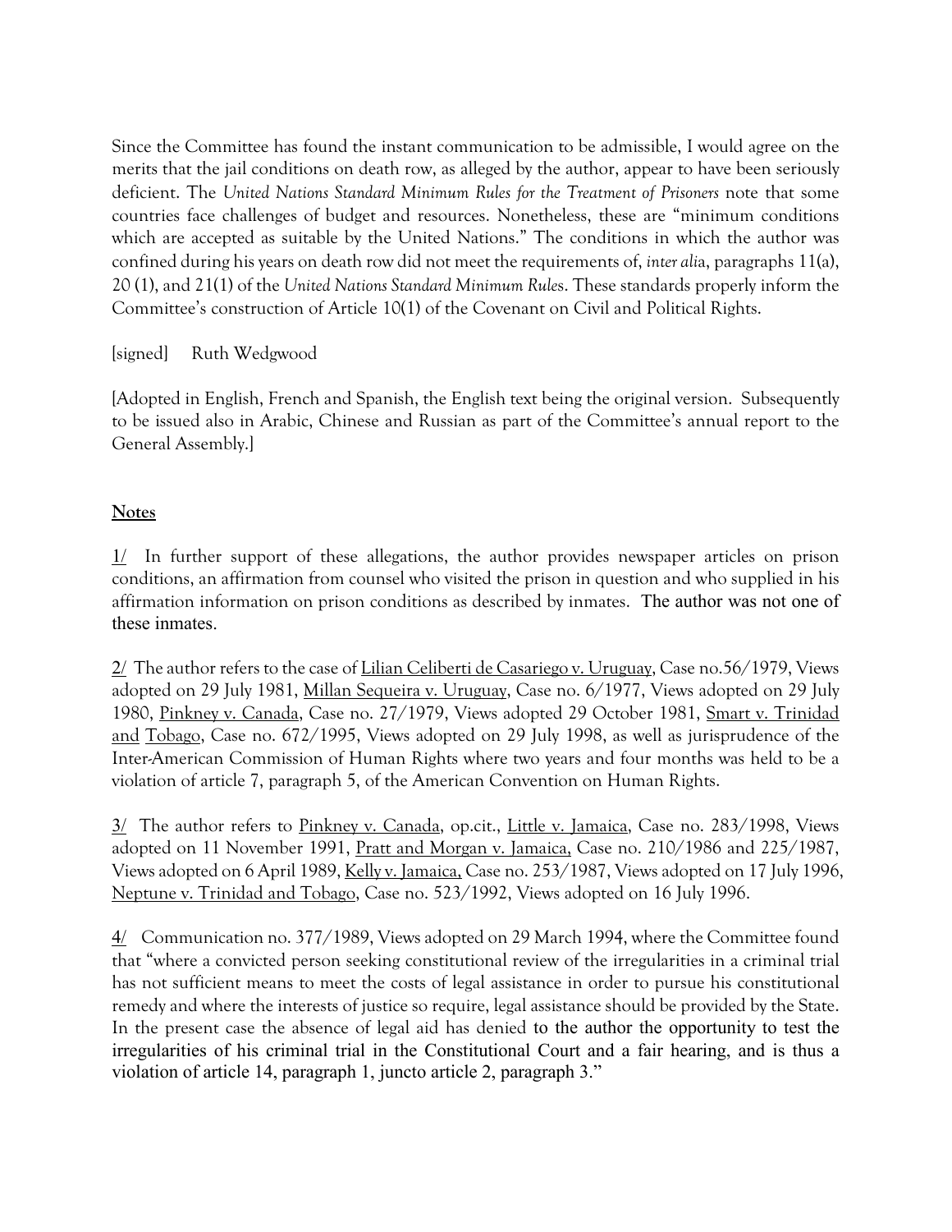Since the Committee has found the instant communication to be admissible, I would agree on the merits that the jail conditions on death row, as alleged by the author, appear to have been seriously deficient. The *United Nations Standard Minimum Rules for the Treatment of Prisoners* note that some countries face challenges of budget and resources. Nonetheless, these are "minimum conditions which are accepted as suitable by the United Nations." The conditions in which the author was confined during his years on death row did not meet the requirements of, *inter alia*, paragraphs 11(a), 20 (1), and 21(1) of the *United Nations Standard Minimum Rules*. These standards properly inform the Committee's construction of Article 10(1) of the Covenant on Civil and Political Rights.

[signed] Ruth Wedgwood

[Adopted in English, French and Spanish, the English text being the original version. Subsequently to be issued also in Arabic, Chinese and Russian as part of the Committee's annual report to the General Assembly.]

**Notes**

1/ In further support of these allegations, the author provides newspaper articles on prison conditions, an affirmation from counsel who visited the prison in question and who supplied in his affirmation information on prison conditions as described by inmates. The author was not one of these inmates.

2/ The author refers to the case of Lilian Celiberti de Casariego v. Uruguay, Case no.56/1979, Views adopted on 29 July 1981, Millan Sequeira v. Uruguay, Case no. 6/1977, Views adopted on 29 July 1980, Pinkney v. Canada, Case no. 27/1979, Views adopted 29 October 1981, Smart v. Trinidad and Tobago, Case no. 672/1995, Views adopted on 29 July 1998, as well as jurisprudence of the Inter-American Commission of Human Rights where two years and four months was held to be a violation of article 7, paragraph 5, of the American Convention on Human Rights.

3/ The author refers to Pinkney v. Canada, op.cit., Little v. Jamaica, Case no. 283/1998, Views adopted on 11 November 1991, Pratt and Morgan v. Jamaica, Case no. 210/1986 and 225/1987, Views adopted on 6 April 1989, Kelly v. Jamaica, Case no. 253/1987, Views adopted on 17 July 1996, Neptune v. Trinidad and Tobago, Case no. 523/1992, Views adopted on 16 July 1996.

4/ Communication no. 377/1989, Views adopted on 29 March 1994, where the Committee found that "where a convicted person seeking constitutional review of the irregularities in a criminal trial has not sufficient means to meet the costs of legal assistance in order to pursue his constitutional remedy and where the interests of justice so require, legal assistance should be provided by the State. In the present case the absence of legal aid has denied to the author the opportunity to test the irregularities of his criminal trial in the Constitutional Court and a fair hearing, and is thus a violation of article 14, paragraph 1, juncto article 2, paragraph 3."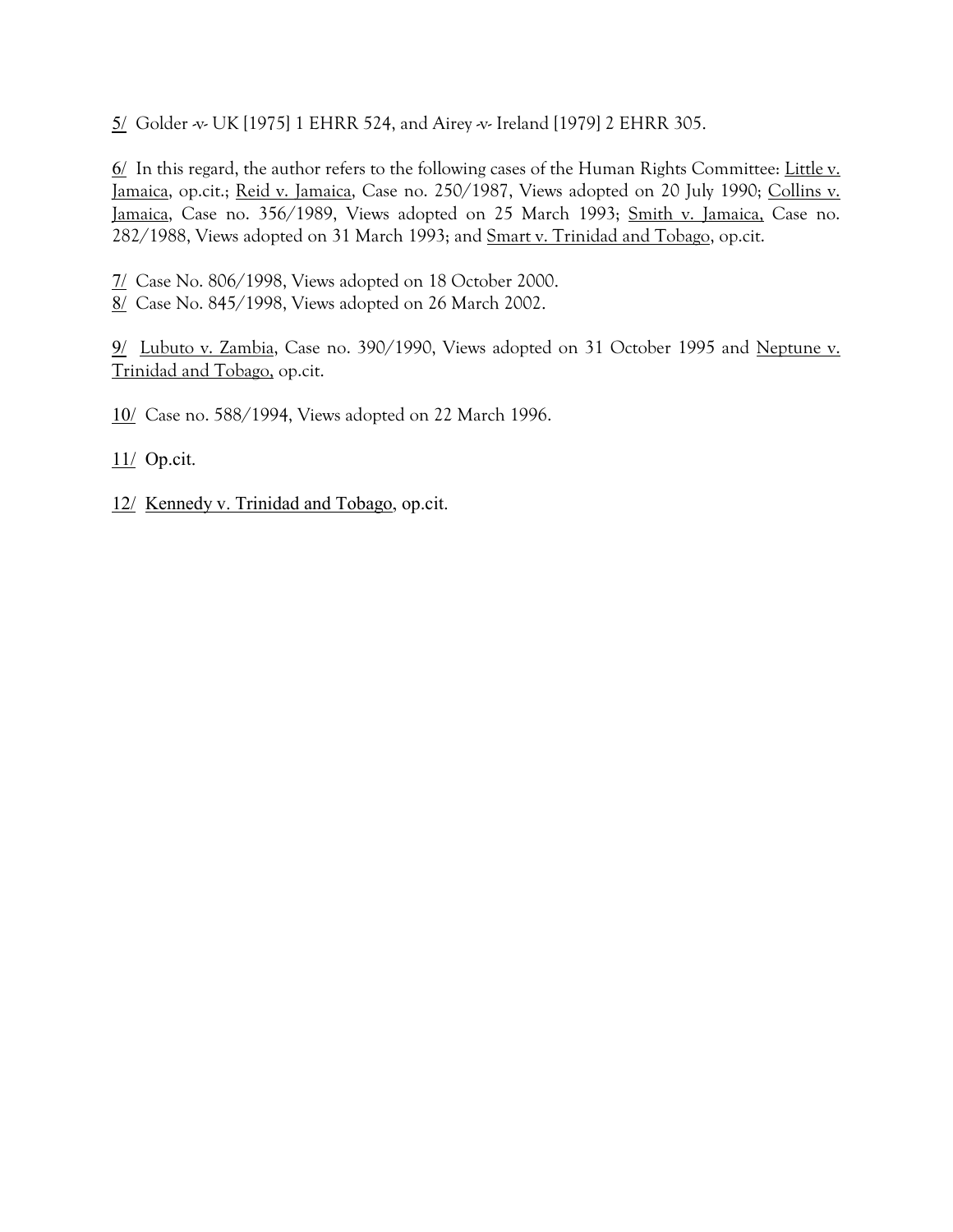5/ Golder -v- UK [1975] 1 EHRR 524, and Airey -v- Ireland [1979] 2 EHRR 305.

6/ In this regard, the author refers to the following cases of the Human Rights Committee: Little v. Jamaica, op.cit.; Reid v. Jamaica, Case no. 250/1987, Views adopted on 20 July 1990; Collins v. Jamaica, Case no. 356/1989, Views adopted on 25 March 1993; Smith v. Jamaica, Case no. 282/1988, Views adopted on 31 March 1993; and Smart v. Trinidad and Tobago, op.cit.

7/ Case No. 806/1998, Views adopted on 18 October 2000.

8/ Case No. 845/1998, Views adopted on 26 March 2002.

9/ Lubuto v. Zambia, Case no. 390/1990, Views adopted on 31 October 1995 and Neptune v. Trinidad and Tobago, op.cit.

10/ Case no. 588/1994, Views adopted on 22 March 1996.

11/ Op.cit.

12/ Kennedy v. Trinidad and Tobago, op.cit.